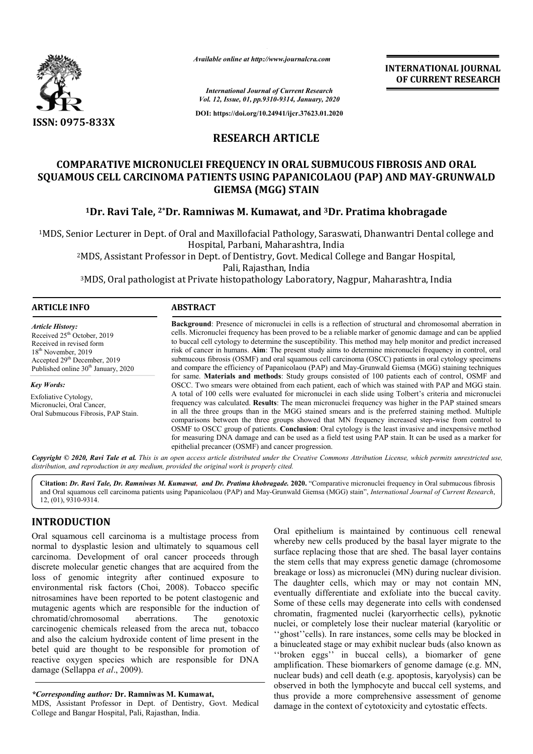*Available online at http://www.journalcra.com*

*International Journal of Current Research*
*Vol. 12, Issue, 01, pp.9310-9314, January, 2020*

**DOI: https://doi.org/10.24941/ijcr.37623.01.2020**

**INTERNATIONAL JOURNAL OF CURRENT RESEARCH**

**ISSN: 0975-833X**

# RESEARCH ARTICLE

# COMPARATIVE MICRONUCLEI FREQUENCY IN ORAL SUBMUCOUS FIBROSIS AND ORAL SQUAMOUS CELL CARCINOMA PATIENTS USING PAPANICOLAOU (PAP) AND MAY-GRUNWALD GIEMSA (MGG) STAIN

### [1]Dr. Ravi Tale, [2*]Dr. Ramniwas M. Kumawat, and [3]Dr. Pratima khobragade

[1]MDS, Senior Lecturer in Dept. of Oral and Maxillofacial Pathology, Saraswati, Dhanwantri Dental college and Hospital, Parbani, Maharashtra, India

[2]MDS, Assistant Professor in Dept. of Dentistry, Govt. Medical College and Bangar Hospital, Pali, Rajasthan, India

[3]MDS, Oral pathologist at Private histopathology Laboratory, Nagpur, Maharashtra, India

## ARTICLE INFO

*Article History:*
Received 25th October, 2019
Received in revised form
18th November, 2019
Accepted 29th December, 2019
Published online 30th January, 2020

*Key Words:*
Exfoliative Cytology, Micronuclei, Oral Cancer, Oral Submucous Fibrosis, PAP Stain.

## ABSTRACT

**Background**: Presence of micronuclei in cells is a reflection of structural and chromosomal aberration in cells. Micronuclei frequency has been proved to be a reliable marker of genomic damage and can be applied to buccal cell cytology to determine the susceptibility. This method may help monitor and predict increased risk of cancer in humans. **Aim**: The present study aims to determine micronuclei frequency in control, oral submucous fibrosis (OSMF) and oral squamous cell carcinoma (OSCC) patients in oral cytology specimens and compare the efficiency of Papanicolaou (PAP) and May-Grunwald Giemsa (MGG) staining techniques for same. **Materials and methods**: Study groups consisted of 100 patients each of control, OSMF and OSCC. Two smears were obtained from each patient, each of which was stained with PAP and MGG stain. A total of 100 cells were evaluated for micronuclei in each slide using Tolbert's criteria and micronuclei frequency was calculated. **Results**: The mean micronuclei frequency was higher in the PAP stained smears in all the three groups than in the MGG stained smears and is the preferred staining method. Multiple comparisons between the three groups showed that MN frequency increased step-wise from control to OSMF to OSCC group of patients. **Conclusion**: Oral cytology is the least invasive and inexpensive method for measuring DNA damage and can be used as a field test using PAP stain. It can be used as a marker for epithelial precancer (OSMF) and cancer progression.

*Copyright © 2020, Ravi Tale et al. This is an open access article distributed under the Creative Commons Attribution License, which permits unrestricted use, distribution, and reproduction in any medium, provided the original work is properly cited.*

**Citation:** *Dr. Ravi Tale, Dr. Ramniwas M. Kumawat, and Dr. Pratima khobragade.* **2020.** "Comparative micronuclei frequency in Oral submucous fibrosis and Oral squamous cell carcinoma patients using Papanicolaou (PAP) and May-Grunwald Giemsa (MGG) stain", *International Journal of Current Research*, 12, (01), 9310-9314.

## INTRODUCTION

Oral squamous cell carcinoma is a multistage process from normal to dysplastic lesion and ultimately to squamous cell carcinoma. Development of oral cancer proceeds through discrete molecular genetic changes that are acquired from the loss of genomic integrity after continued exposure to environmental risk factors (Choi, 2008). Tobacco specific nitrosamines have been reported to be potent clastogenic and mutagenic agents which are responsible for the induction of chromatid/chromosomal aberrations. The genotoxic carcinogenic chemicals released from the areca nut, tobacco and also the calcium hydroxide content of lime present in the betel quid are thought to be responsible for promotion of reactive oxygen species which are responsible for DNA damage (Sellappa *et al*., 2009).

Oral epithelium is maintained by continuous cell renewal whereby new cells produced by the basal layer migrate to the surface replacing those that are shed. The basal layer contains the stem cells that may express genetic damage (chromosome breakage or loss) as micronuclei (MN) during nuclear division. The daughter cells, which may or may not contain MN, eventually differentiate and exfoliate into the buccal cavity. Some of these cells may degenerate into cells with condensed chromatin, fragmented nuclei (karyorrhectic cells), pyknotic nuclei, or completely lose their nuclear material (karyolitic or ''ghost''cells). In rare instances, some cells may be blocked in a binucleated stage or may exhibit nuclear buds (also known as ''broken eggs'' in buccal cells), a biomarker of gene amplification. These biomarkers of genome damage (e.g. MN, nuclear buds) and cell death (e.g. apoptosis, karyolysis) can be observed in both the lymphocyte and buccal cell systems, and thus provide a more comprehensive assessment of genome damage in the context of cytotoxicity and cytostatic effects.

***Corresponding author:** **Dr. Ramniwas M. Kumawat,**
MDS, Assistant Professor in Dept. of Dentistry, Govt. Medical College and Bangar Hospital, Pali, Rajasthan, India.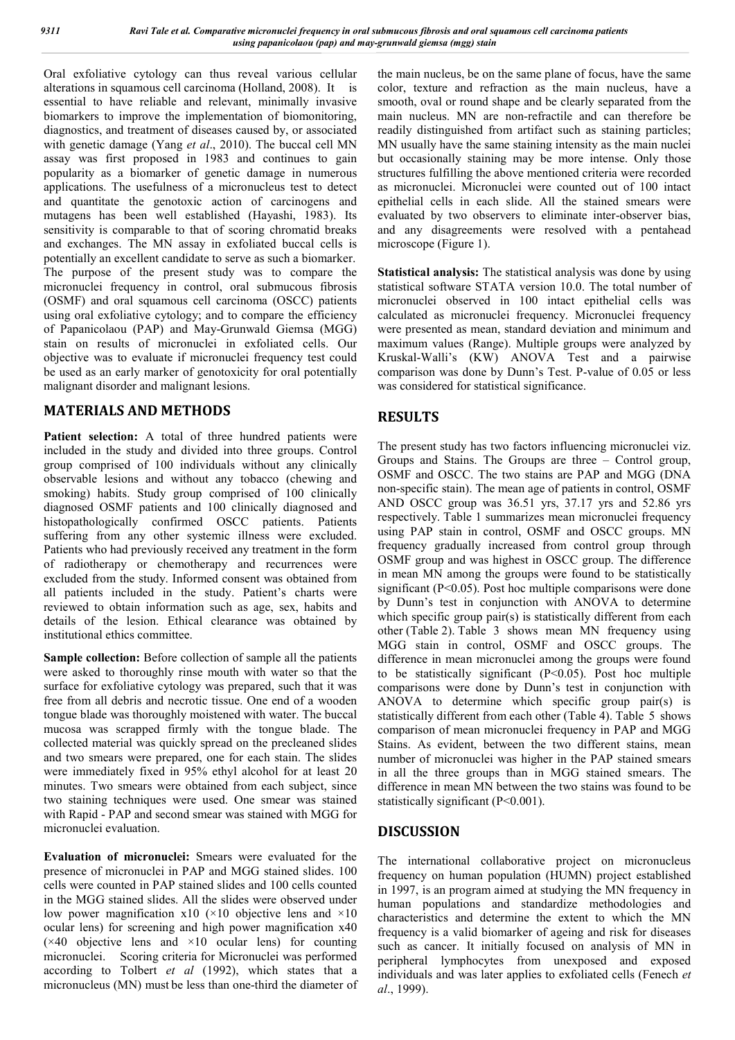Oral exfoliative cytology can thus reveal various cellular alterations in squamous cell carcinoma (Holland, 2008). It is essential to have reliable and relevant, minimally invasive biomarkers to improve the implementation of biomonitoring, diagnostics, and treatment of diseases caused by, or associated with genetic damage (Yang *et al*., 2010). The buccal cell MN assay was first proposed in 1983 and continues to gain popularity as a biomarker of genetic damage in numerous applications. The usefulness of a micronucleus test to detect and quantitate the genotoxic action of carcinogens and mutagens has been well established (Hayashi, 1983). Its sensitivity is comparable to that of scoring chromatid breaks and exchanges. The MN assay in exfoliated buccal cells is potentially an excellent candidate to serve as such a biomarker. The purpose of the present study was to compare the micronuclei frequency in control, oral submucous fibrosis (OSMF) and oral squamous cell carcinoma (OSCC) patients using oral exfoliative cytology; and to compare the efficiency of Papanicolaou (PAP) and May-Grunwald Giemsa (MGG) stain on results of micronuclei in exfoliated cells. Our objective was to evaluate if micronuclei frequency test could be used as an early marker of genotoxicity for oral potentially malignant disorder and malignant lesions.

## MATERIALS AND METHODS

**Patient selection:** A total of three hundred patients were included in the study and divided into three groups. Control group comprised of 100 individuals without any clinically observable lesions and without any tobacco (chewing and smoking) habits. Study group comprised of 100 clinically diagnosed OSMF patients and 100 clinically diagnosed and histopathologically confirmed OSCC patients. Patients suffering from any other systemic illness were excluded. Patients who had previously received any treatment in the form of radiotherapy or chemotherapy and recurrences were excluded from the study. Informed consent was obtained from all patients included in the study. Patient's charts were reviewed to obtain information such as age, sex, habits and details of the lesion. Ethical clearance was obtained by institutional ethics committee.

**Sample collection:** Before collection of sample all the patients were asked to thoroughly rinse mouth with water so that the surface for exfoliative cytology was prepared, such that it was free from all debris and necrotic tissue. One end of a wooden tongue blade was thoroughly moistened with water. The buccal mucosa was scrapped firmly with the tongue blade. The collected material was quickly spread on the precleaned slides and two smears were prepared, one for each stain. The slides were immediately fixed in 95% ethyl alcohol for at least 20 minutes. Two smears were obtained from each subject, since two staining techniques were used. One smear was stained with Rapid - PAP and second smear was stained with MGG for micronuclei evaluation.

**Evaluation of micronuclei:** Smears were evaluated for the presence of micronuclei in PAP and MGG stained slides. 100 cells were counted in PAP stained slides and 100 cells counted in the MGG stained slides. All the slides were observed under low power magnification x10 (×10 objective lens and ×10 ocular lens) for screening and high power magnification x40 (×40 objective lens and ×10 ocular lens) for counting micronuclei. Scoring criteria for Micronuclei was performed according to Tolbert *et al* (1992), which states that a micronucleus (MN) must be less than one-third the diameter of the main nucleus, be on the same plane of focus, have the same color, texture and refraction as the main nucleus, have a smooth, oval or round shape and be clearly separated from the main nucleus. MN are non-refractile and can therefore be readily distinguished from artifact such as staining particles; MN usually have the same staining intensity as the main nuclei but occasionally staining may be more intense. Only those structures fulfilling the above mentioned criteria were recorded as micronuclei. Micronuclei were counted out of 100 intact epithelial cells in each slide. All the stained smears were evaluated by two observers to eliminate inter-observer bias, and any disagreements were resolved with a pentahead microscope (Figure 1).

**Statistical analysis:** The statistical analysis was done by using statistical software STATA version 10.0. The total number of micronuclei observed in 100 intact epithelial cells was calculated as micronuclei frequency. Micronuclei frequency were presented as mean, standard deviation and minimum and maximum values (Range). Multiple groups were analyzed by Kruskal-Walli's (KW) ANOVA Test and a pairwise comparison was done by Dunn's Test. P-value of 0.05 or less was considered for statistical significance.

## RESULTS

The present study has two factors influencing micronuclei viz. Groups and Stains. The Groups are three – Control group, OSMF and OSCC. The two stains are PAP and MGG (DNA non-specific stain). The mean age of patients in control, OSMF AND OSCC group was 36.51 yrs, 37.17 yrs and 52.86 yrs respectively. Table 1 summarizes mean micronuclei frequency using PAP stain in control, OSMF and OSCC groups. MN frequency gradually increased from control group through OSMF group and was highest in OSCC group. The difference in mean MN among the groups were found to be statistically significant ($P<0.05$). Post hoc multiple comparisons were done by Dunn's test in conjunction with ANOVA to determine which specific group pair(s) is statistically different from each other (Table 2). Table 3 shows mean MN frequency using MGG stain in control, OSMF and OSCC groups. The difference in mean micronuclei among the groups were found to be statistically significant ($P<0.05$). Post hoc multiple comparisons were done by Dunn's test in conjunction with ANOVA to determine which specific group pair(s) is statistically different from each other (Table 4). Table 5 shows comparison of mean micronuclei frequency in PAP and MGG Stains. As evident, between the two different stains, mean number of micronuclei was higher in the PAP stained smears in all the three groups than in MGG stained smears. The difference in mean MN between the two stains was found to be statistically significant ($P<0.001$).

## DISCUSSION

The international collaborative project on micronucleus frequency on human population (HUMN) project established in 1997, is an program aimed at studying the MN frequency in human populations and standardize methodologies and characteristics and determine the extent to which the MN frequency is a valid biomarker of ageing and risk for diseases such as cancer. It initially focused on analysis of MN in peripheral lymphocytes from unexposed and exposed individuals and was later applies to exfoliated cells (Fenech *et al*., 1999).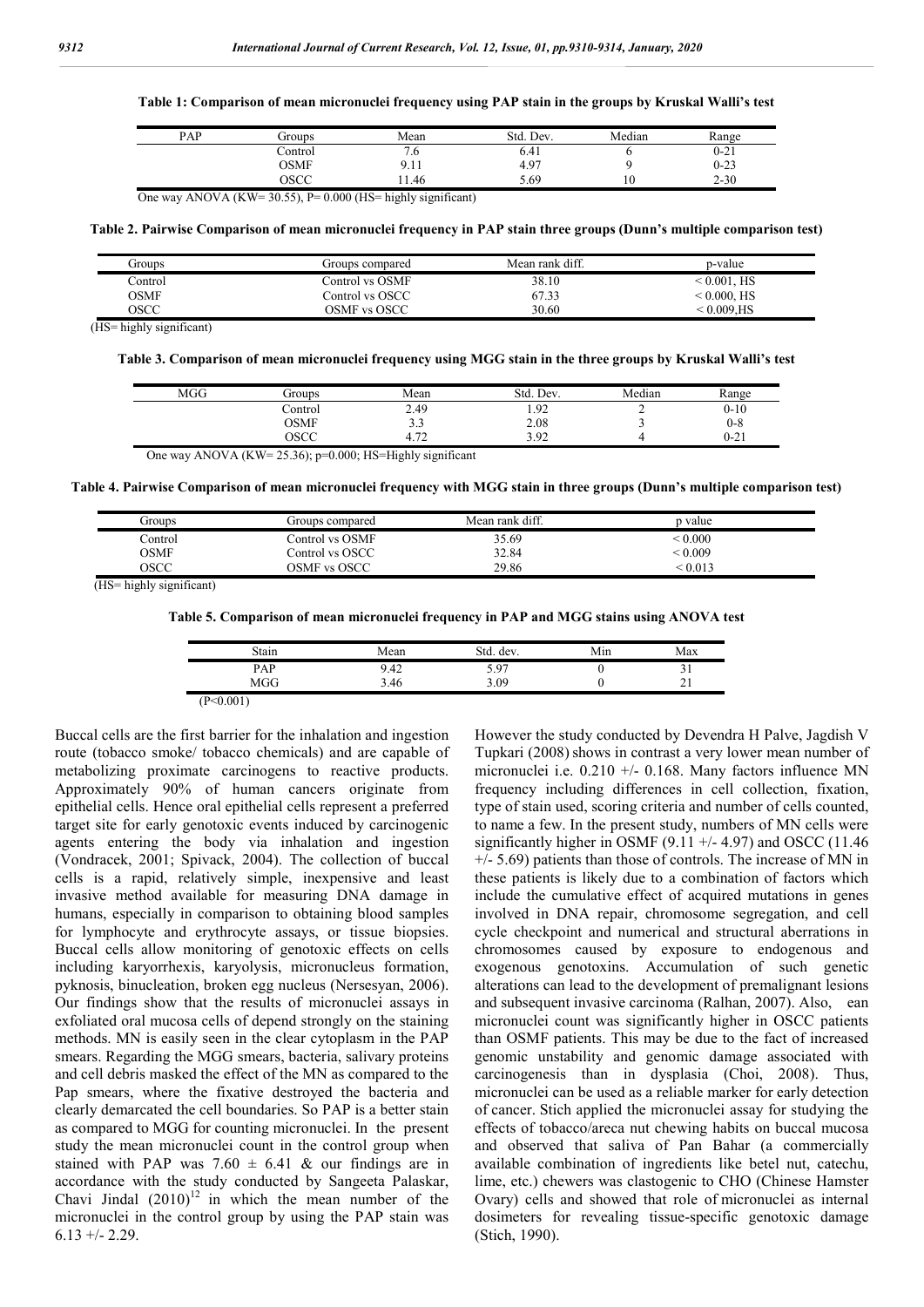**Table 1: Comparison of mean micronuclei frequency using PAP stain in the groups by Kruskal Walli's test**

| PAP | Groups | Mean | Std. Dev. | Median | Range |
|---|---|---|---|---|---|
| | Control | 7.6 | 6.41 | 6 | 0-21 |
| | OSMF | 9.11 | 4.97 | 9 | 0-23 |
| | OSCC | 11.46 | 5.69 | 10 | 2-30 |

One way ANOVA (KW= 30.55), P= 0.000 (HS= highly significant)

**Table 2. Pairwise Comparison of mean micronuclei frequency in PAP stain three groups (Dunn's multiple comparison test)**

| Groups | Groups compared | Mean rank diff. | p-value |
|---|---|---|---|
| Control | Control vs OSMF | 38.10 | < 0.001, HS |
| OSMF | Control vs OSCC | 67.33 | < 0.000, HS |
| OSCC | OSMF vs OSCC | 30.60 | < 0.009,HS |

(HS= highly significant)

**Table 3. Comparison of mean micronuclei frequency using MGG stain in the three groups by Kruskal Walli's test**

| MGG | Groups | Mean | Std. Dev. | Median | Range |
|---|---|---|---|---|---|
| | Control | 2.49 | 1.92 | 2 | 0-10 |
| | OSMF | 3.3 | 2.08 | 3 | 0-8 |
| | OSCC | 4.72 | 3.92 | 4 | 0-21 |

One way ANOVA (KW= 25.36); p=0.000; HS=Highly significant

**Table 4. Pairwise Comparison of mean micronuclei frequency with MGG stain in three groups (Dunn's multiple comparison test)**

| Groups | Groups compared | Mean rank diff. | p value |
|---|---|---|---|
| Control | Control vs OSMF | 35.69 | < 0.000 |
| OSMF | Control vs OSCC | 32.84 | < 0.009 |
| OSCC | OSMF vs OSCC | 29.86 | < 0.013 |

(HS= highly significant)

**Table 5. Comparison of mean micronuclei frequency in PAP and MGG stains using ANOVA test**

| Stain | Mean | Std. dev. | Min | Max |
|---|---|---|---|---|
| PAP | 9.42 | 5.97 | 0 | 31 |
| MGG | 3.46 | 3.09 | 0 | 21 |

(P<0.001)

Buccal cells are the first barrier for the inhalation and ingestion route (tobacco smoke/ tobacco chemicals) and are capable of metabolizing proximate carcinogens to reactive products. Approximately 90% of human cancers originate from epithelial cells. Hence oral epithelial cells represent a preferred target site for early genotoxic events induced by carcinogenic agents entering the body via inhalation and ingestion (Vondracek, 2001; Spivack, 2004). The collection of buccal cells is a rapid, relatively simple, inexpensive and least invasive method available for measuring DNA damage in humans, especially in comparison to obtaining blood samples for lymphocyte and erythrocyte assays, or tissue biopsies. Buccal cells allow monitoring of genotoxic effects on cells including karyorrhexis, karyolysis, micronucleus formation, pyknosis, binucleation, broken egg nucleus (Nersesyan, 2006). Our findings show that the results of micronuclei assays in exfoliated oral mucosa cells of depend strongly on the staining methods. MN is easily seen in the clear cytoplasm in the PAP smears. Regarding the MGG smears, bacteria, salivary proteins and cell debris masked the effect of the MN as compared to the Pap smears, where the fixative destroyed the bacteria and clearly demarcated the cell boundaries. So PAP is a better stain as compared to MGG for counting micronuclei. In the present study the mean micronuclei count in the control group when stained with PAP was $7.60 \pm 6.41$ & our findings are in accordance with the study conducted by Sangeeta Palaskar, Chavi Jindal (2010)[12] in which the mean number of the micronuclei in the control group by using the PAP stain was 6.13 +/- 2.29.

However the study conducted by Devendra H Palve, Jagdish V Tupkari (2008) shows in contrast a very lower mean number of micronuclei i.e. 0.210 +/- 0.168. Many factors influence MN frequency including differences in cell collection, fixation, type of stain used, scoring criteria and number of cells counted, to name a few. In the present study, numbers of MN cells were significantly higher in OSMF (9.11 +/- 4.97) and OSCC (11.46 +/- 5.69) patients than those of controls. The increase of MN in these patients is likely due to a combination of factors which include the cumulative effect of acquired mutations in genes involved in DNA repair, chromosome segregation, and cell cycle checkpoint and numerical and structural aberrations in chromosomes caused by exposure to endogenous and exogenous genotoxins. Accumulation of such genetic alterations can lead to the development of premalignant lesions and subsequent invasive carcinoma (Ralhan, 2007). Also, ean micronuclei count was significantly higher in OSCC patients than OSMF patients. This may be due to the fact of increased genomic unstability and genomic damage associated with carcinogenesis than in dysplasia (Choi, 2008). Thus, micronuclei can be used as a reliable marker for early detection of cancer. Stich applied the micronuclei assay for studying the effects of tobacco/areca nut chewing habits on buccal mucosa and observed that saliva of Pan Bahar (a commercially available combination of ingredients like betel nut, catechu, lime, etc.) chewers was clastogenic to CHO (Chinese Hamster Ovary) cells and showed that role of micronuclei as internal dosimeters for revealing tissue-specific genotoxic damage (Stich, 1990).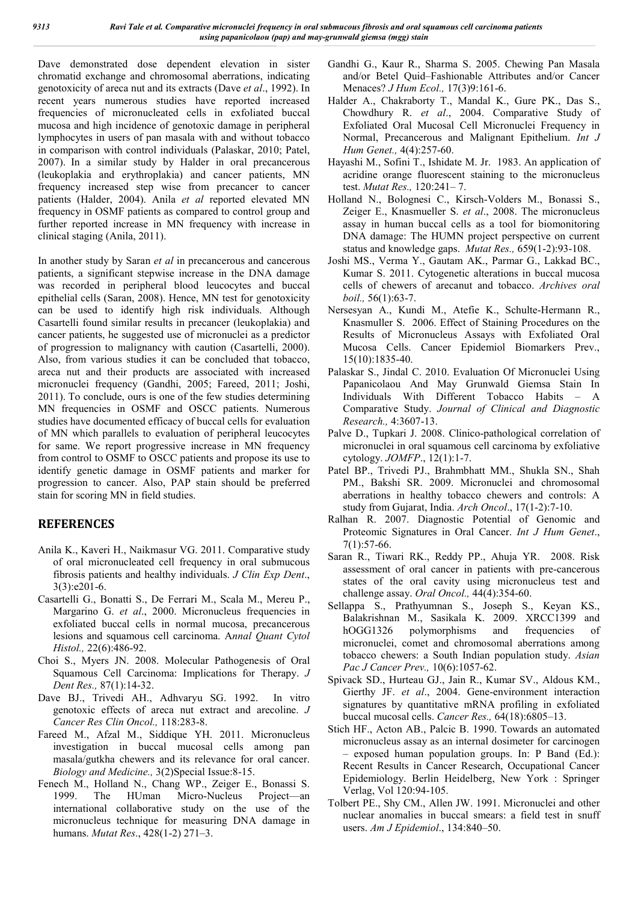Dave demonstrated dose dependent elevation in sister chromatid exchange and chromosomal aberrations, indicating genotoxicity of areca nut and its extracts (Dave *et al*., 1992). In recent years numerous studies have reported increased frequencies of micronucleated cells in exfoliated buccal mucosa and high incidence of genotoxic damage in peripheral lymphocytes in users of pan masala with and without tobacco in comparison with control individuals (Palaskar, 2010; Patel, 2007). In a similar study by Halder in oral precancerous (leukoplakia and erythroplakia) and cancer patients, MN frequency increased step wise from precancer to cancer patients (Halder, 2004). Anila *et al* reported elevated MN frequency in OSMF patients as compared to control group and further reported increase in MN frequency with increase in clinical staging (Anila, 2011).

In another study by Saran *et al* in precancerous and cancerous patients, a significant stepwise increase in the DNA damage was recorded in peripheral blood leucocytes and buccal epithelial cells (Saran, 2008). Hence, MN test for genotoxicity can be used to identify high risk individuals. Although Casartelli found similar results in precancer (leukoplakia) and cancer patients, he suggested use of micronuclei as a predictor of progression to malignancy with caution (Casartelli, 2000). Also, from various studies it can be concluded that tobacco, areca nut and their products are associated with increased micronuclei frequency (Gandhi, 2005; Fareed, 2011; Joshi, 2011). To conclude, ours is one of the few studies determining MN frequencies in OSMF and OSCC patients. Numerous studies have documented efficacy of buccal cells for evaluation of MN which parallels to evaluation of peripheral leucocytes for same. We report progressive increase in MN frequency from control to OSMF to OSCC patients and propose its use to identify genetic damage in OSMF patients and marker for progression to cancer. Also, PAP stain should be preferred stain for scoring MN in field studies.

## REFERENCES

- Anila K., Kaveri H., Naikmasur VG. 2011. Comparative study of oral micronucleated cell frequency in oral submucous fibrosis patients and healthy individuals. *J Clin Exp Dent*., 3(3):e201-6.
- Casartelli G., Bonatti S., De Ferrari M., Scala M., Mereu P., Margarino G. *et al*., 2000. Micronucleus frequencies in exfoliated buccal cells in normal mucosa, precancerous lesions and squamous cell carcinoma. A*nnal Quant Cytol Histol.,* 22(6):486-92.
- Choi S., Myers JN. 2008. Molecular Pathogenesis of Oral Squamous Cell Carcinoma: Implications for Therapy. *J Dent Res.,* 87(1):14-32.
- Dave BJ., Trivedi AH., Adhvaryu SG. 1992. In vitro genotoxic effects of areca nut extract and arecoline. *J Cancer Res Clin Oncol.,* 118:283-8.
- Fareed M., Afzal M., Siddique YH. 2011. Micronucleus investigation in buccal mucosal cells among pan masala/gutkha chewers and its relevance for oral cancer. *Biology and Medicine.,* 3(2)Special Issue:8-15.
- Fenech M., Holland N., Chang WP., Zeiger E., Bonassi S. 1999. The HUman Micro-Nucleus Project—an international collaborative study on the use of the micronucleus technique for measuring DNA damage in humans. *Mutat Res*., 428(1-2) 271–3.
- Gandhi G., Kaur R., Sharma S. 2005. Chewing Pan Masala and/or Betel Quid–Fashionable Attributes and/or Cancer Menaces? *J Hum Ecol.,* 17(3)9:161-6.
- Halder A., Chakraborty T., Mandal K., Gure PK., Das S., Chowdhury R. *et al*., 2004. Comparative Study of Exfoliated Oral Mucosal Cell Micronuclei Frequency in Normal, Precancerous and Malignant Epithelium. *Int J Hum Genet.,* 4(4):257-60.
- Hayashi M., Sofini T., Ishidate M. Jr. 1983. An application of acridine orange fluorescent staining to the micronucleus test. *Mutat Res.,* 120:241– 7.
- Holland N., Bolognesi C., Kirsch-Volders M., Bonassi S., Zeiger E., Knasmueller S. *et al*., 2008. The micronucleus assay in human buccal cells as a tool for biomonitoring DNA damage: The HUMN project perspective on current status and knowledge gaps. *Mutat Res.,* 659(1-2):93-108.
- Joshi MS., Verma Y., Gautam AK., Parmar G., Lakkad BC., Kumar S. 2011. Cytogenetic alterations in buccal mucosa cells of chewers of arecanut and tobacco. *Archives oral boil.,* 56(1):63-7.
- Nersesyan A., Kundi M., Atefie K., Schulte-Hermann R., Knasmuller S. 2006. Effect of Staining Procedures on the Results of Micronucleus Assays with Exfoliated Oral Mucosa Cells. Cancer Epidemiol Biomarkers Prev., 15(10):1835-40.
- Palaskar S., Jindal C. 2010. Evaluation Of Micronuclei Using Papanicolaou And May Grunwald Giemsa Stain In Individuals With Different Tobacco Habits – A Comparative Study. *Journal of Clinical and Diagnostic Research.,* 4:3607-13.
- Palve D., Tupkari J. 2008. Clinico-pathological correlation of micronuclei in oral squamous cell carcinoma by exfoliative cytology. *JOMFP*., 12(1):1-7.
- Patel BP., Trivedi PJ., Brahmbhatt MM., Shukla SN., Shah PM., Bakshi SR. 2009. Micronuclei and chromosomal aberrations in healthy tobacco chewers and controls: A study from Gujarat, India. *Arch Oncol*., 17(1-2):7-10.
- Ralhan R. 2007. Diagnostic Potential of Genomic and Proteomic Signatures in Oral Cancer. *Int J Hum Genet*., 7(1):57-66.
- Saran R., Tiwari RK., Reddy PP., Ahuja YR. 2008. Risk assessment of oral cancer in patients with pre-cancerous states of the oral cavity using micronucleus test and challenge assay. *Oral Oncol.,* 44(4):354-60.
- Sellappa S., Prathyumnan S., Joseph S., Keyan KS., Balakrishnan M., Sasikala K. 2009. XRCC1399 and hOGG1326 polymorphisms and frequencies of micronuclei, comet and chromosomal aberrations among tobacco chewers: a South Indian population study. *Asian Pac J Cancer Prev.,* 10(6):1057-62.
- Spivack SD., Hurteau GJ., Jain R., Kumar SV., Aldous KM., Gierthy JF. *et al*., 2004. Gene-environment interaction signatures by quantitative mRNA profiling in exfoliated buccal mucosal cells. *Cancer Res.,* 64(18):6805–13.
- Stich HF., Acton AB., Palcic B. 1990. Towards an automated micronucleus assay as an internal dosimeter for carcinogen – exposed human population groups. In: P Band (Ed.): Recent Results in Cancer Research, Occupational Cancer Epidemiology. Berlin Heidelberg, New York : Springer Verlag, Vol 120:94-105.
- Tolbert PE., Shy CM., Allen JW. 1991. Micronuclei and other nuclear anomalies in buccal smears: a field test in snuff users. *Am J Epidemiol*., 134:840–50.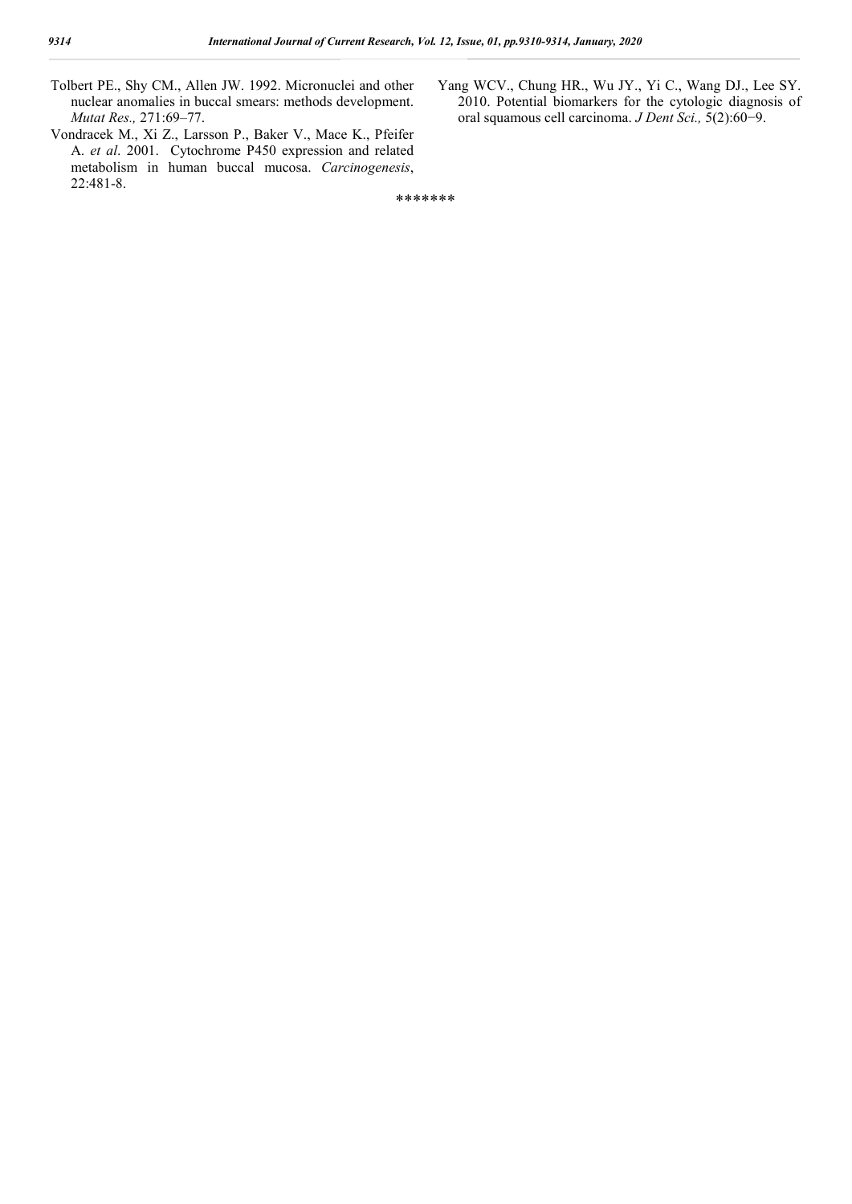Tolbert PE., Shy CM., Allen JW. 1992. Micronuclei and other nuclear anomalies in buccal smears: methods development. *Mutat Res.,* 271:69–77.

Vondracek M., Xi Z., Larsson P., Baker V., Mace K., Pfeifer A. *et al*. 2001. Cytochrome P450 expression and related metabolism in human buccal mucosa. *Carcinogenesis*, 22:481-8.

Yang WCV., Chung HR., Wu JY., Yi C., Wang DJ., Lee SY. 2010. Potential biomarkers for the cytologic diagnosis of oral squamous cell carcinoma. *J Dent Sci.,* 5(2):60−9.

*******